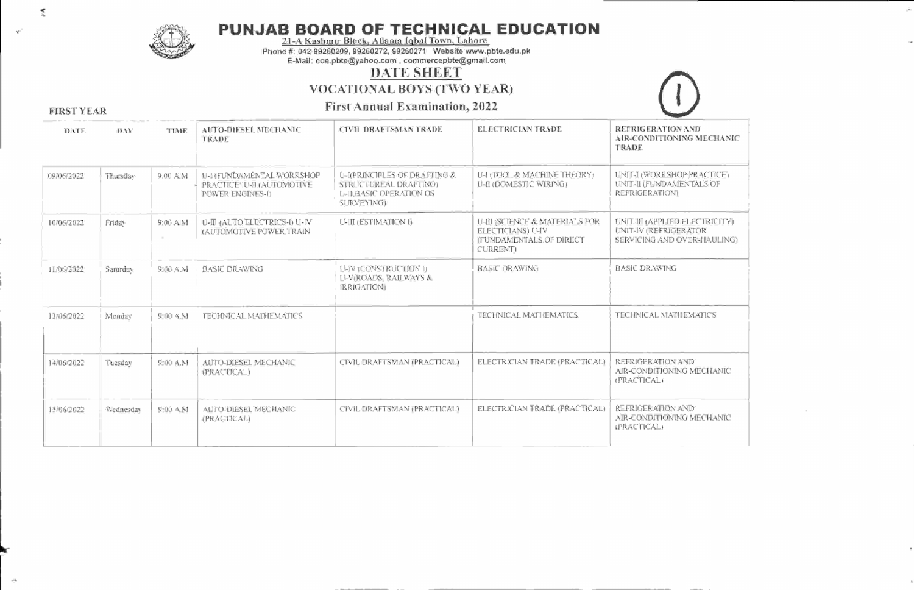# PUNJAB BOARD OF TECHNICAL EDUCATION

21-A Kashmir Block, Allama Iqbal Town, Lahore

Phone #: 042-99260209, 99260272, 99260271 Website www.pbte.edu.pk

E-Mail: coe.pbte@yahoo.com , commercepbte@gmail.com

## DATE SHEET

### VOCATIONAL BOYS (TWO YEAR)

### First Annual Examination, 2022

(1)

**FIRST YEAR**

| DATE | DAY | TIME | AUTO-DIESEL MECHANIC TRADE | CIVIL DRAFTSMAN TRADE | ELECTRICIAN TRADE | REFRIGERATION AND AIR-CONDITIONING MECHANIC TRADE |
|---|---|---|---|---|---|---|
| 09/06/2022 | Thursday | 9.00 A.M | U-I (FUNDAMENTAL WORKSHOP PRACTICE) U-II (AUTOMOTIVE POWER ENGINES-I) | U-I(PRINCIPLES OF DRAFTING & STRUCTUREAL DRAFTING) U-II(BASIC OPERATION OS SURVEYING) | U-I (TOOL & MACHINE THEORY) U-II (DOMESTIC WIRING) | UNIT-I (WORKSHOP PRACTICE) UNIT-II (FUNDAMENTALS OF REFRIGERATION) |
| 10/06/2022 | Friday | 9:00 A.M | U-III (AUTO ELECTRICS-I) U-IV (AUTOMOTIVE POWER TRAIN | U-III (ESTIMATION I) | U-III (SCIENCE & MATERIALS FOR ELECTICIANS) U-IV (FUNDAMENTALS OF DIRECT CURRENT) | UNIT-III (APPLIED ELECTRICITY) UNIT-IV (REFRIGERATOR SERVICING AND OVER-HAULING) |
| 11/06/2022 | Saturday | 9:00 A.M | BASIC DRAWING | U-IV (CONSTRUCTION I) U-V(ROADS, RAILWAYS & IRRIGATION) | BASIC DRAWING | BASIC DRAWING |
| 13/06/2022 | Monday | 9:00 A.M | TECHNICAL MATHEMATICS | | TECHNICAL MATHEMATICS | TECHNICAL MATHEMATICS |
| 14/06/2022 | Tuesday | 9:00 A.M | AUTO-DIESEL MECHANIC (PRACTICAL) | CIVIL DRAFTSMAN (PRACTICAL) | ELECTRICIAN TRADE (PRACTICAL) | REFRIGERATION AND AIR-CONDITIONING MECHANIC (PRACTICAL) |
| 15/06/2022 | Wednesday | 9:00 A.M | AUTO-DIESEL MECHANIC (PRACTICAL) | CIVIL DRAFTSMAN (PRACTICAL) | ELECTRICIAN TRADE (PRACTICAL) | REFRIGERATION AND AIR-CONDITIONING MECHANIC (PRACTICAL) |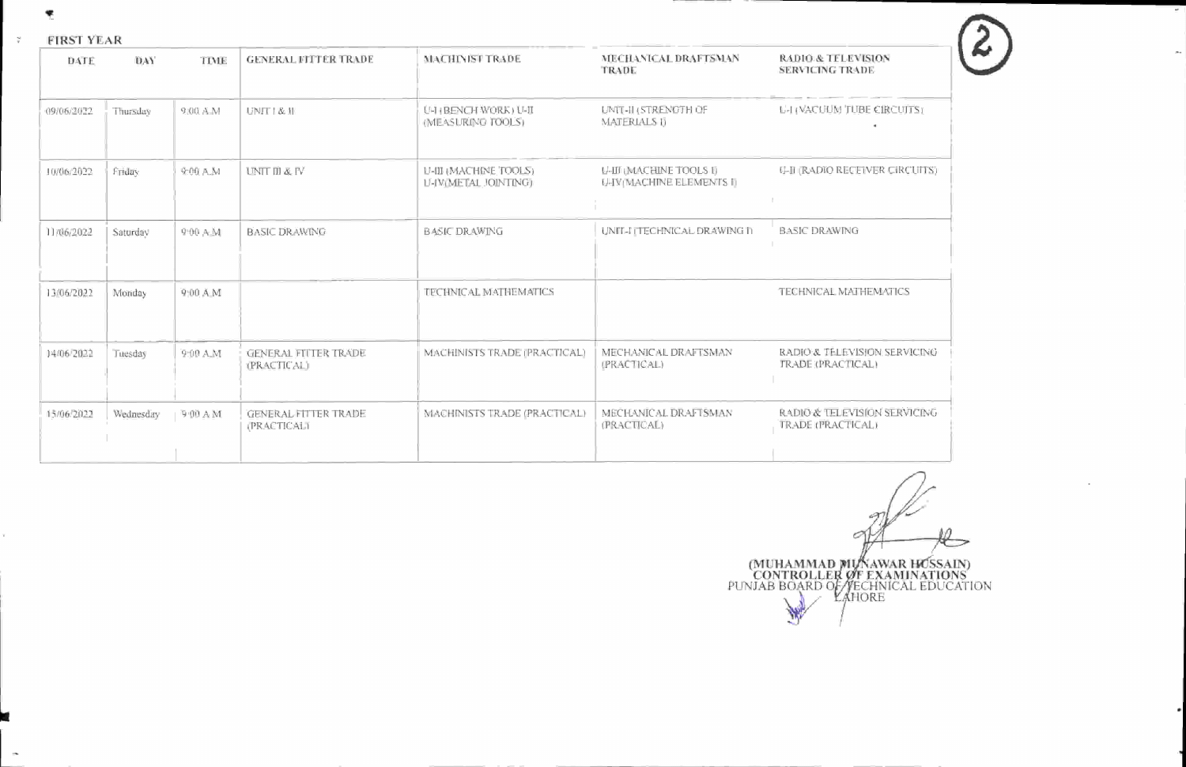FIRST YEAR

| DATE | DAY | TIME | GENERAL FITTER TRADE | MACHINIST TRADE | MECHANICAL DRAFTSMAN TRADE | RADIO & TELEVISION SERVICING TRADE |
|---|---|---|---|---|---|---|
| 09/06/2022 | Thursday | 9:00 A.M | UNIT I & II | U-I (BENCH WORK) U-II (MEASURING TOOLS) | UNIT-II (STRENGTH OF MATERIALS I) | U-I (VACUUM TUBE CIRCUITS) |
| 10/06/2022 | Friday | 9:00 A.M | UNIT III & IV | U-III (MACHINE TOOLS) U-IV(METAL JOINTING) | U-III (MACHINE TOOLS I) U-IV(MACHINE ELEMENTS I) | U-II (RADIO RECEIVER CIRCUITS) |
| 11/06/2022 | Saturday | 9:00 A.M | BASIC DRAWING | BASIC DRAWING | UNIT-I (TECHNICAL DRAWING I) | BASIC DRAWING |
| 13/06/2022 | Monday | 9:00 A.M | | TECHNICAL MATHEMATICS | | TECHNICAL MATHEMATICS |
| 14/06/2022 | Tuesday | 9:00 A.M | GENERAL FITTER TRADE (PRACTICAL) | MACHINISTS TRADE (PRACTICAL) | MECHANICAL DRAFTSMAN (PRACTICAL) | RADIO & TELEVISION SERVICING TRADE (PRACTICAL) |
| 15/06/2022 | Wednesday | 9:00 A.M | GENERAL FITTER TRADE (PRACTICAL) | MACHINISTS TRADE (PRACTICAL) | MECHANICAL DRAFTSMAN (PRACTICAL) | RADIO & TELEVISION SERVICING TRADE (PRACTICAL) |

**(MUHAMMAD MUNAWAR HUSSAIN)**
**CONTROLLER OF EXAMINATIONS**
PUNJAB BOARD OF TECHNICAL EDUCATION
LAHORE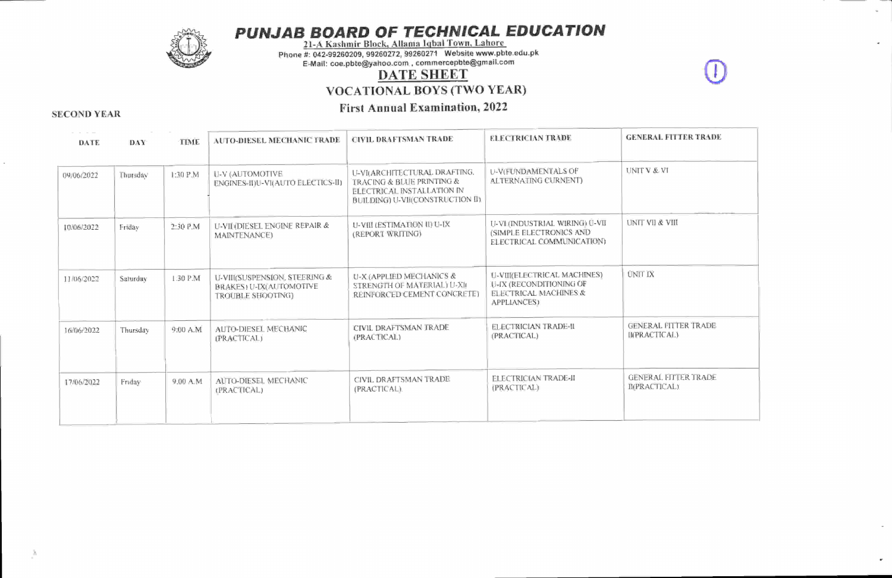# PUNJAB BOARD OF TECHNICAL EDUCATION

21-A Kashmir Block, Allama Iqbal Town, Lahore

Phone #: 042-99260209, 99260272, 99260271 Website www.pbte.edu.pk

E-Mail: coe.pbte@yahoo.com , commercepbte@gmail.com

## DATE SHEET

## VOCATIONAL BOYS (TWO YEAR)

### First Annual Examination, 2022

**SECOND YEAR**

| DATE | DAY | TIME | AUTO-DIESEL MECHANIC TRADE | CIVIL DRAFTSMAN TRADE | ELECTRICIAN TRADE | GENERAL FITTER TRADE |
|---|---|---|---|---|---|---|
| 09/06/2022 | Thursday | 1:30 P.M | U-V (AUTOMOTIVE ENGINES-II)U-VI(AUTO ELECTICS-II) | U-VI(ARCHITECTURAL DRAFTING, TRACING & BLUE PRINTING & ELECTRICAL INSTALLATION IN BUILDING) U-VII(CONSTRUCTION II) | U-V(FUNDAMENTALS OF ALTERNATING CURRENT) | UNIT V & VI |
| 10/06/2022 | Friday | 2:30 P.M | U-VII (DIESEL ENGINE REPAIR & MAINTENANCE) | U-VIII (ESTIMATION II) U-IX (REPORT WRITING) | U-VI (INDUSTRIAL WIRING) U-VII (SIMPLE ELECTRONICS AND ELECTRICAL COMMUNICATION) | UNIT VII & VIII |
| 11/06/2022 | Saturday | 1:30 P.M | U-VIII(SUSPENSION, STEERING & BRAKES) U-IX(AUTOMOTIVE TROUBLE SHOOTING) | U-X (APPLIED MECHANICS & STRENGTH OF MATERIAL) U-XI( REINFORCED CEMENT CONCRETE) | U-VIII(ELECTRICAL MACHINES) U-IX (RECONDITIONING OF ELECTRICAL MACHINES & APPLIANCES) | UNIT IX |
| 16/06/2022 | Thursday | 9:00 A.M | AUTO-DIESEL MECHANIC (PRACTICAL) | CIVIL DRAFTSMAN TRADE (PRACTICAL) | ELECTRICIAN TRADE-II (PRACTICAL) | GENERAL FITTER TRADE II(PRACTICAL) |
| 17/06/2022 | Friday | 9.00 A.M | AUTO-DIESEL MECHANIC (PRACTICAL) | CIVIL DRAFTSMAN TRADE (PRACTICAL) | ELECTRICIAN TRADE-II (PRACTICAL) | GENERAL FITTER TRADE II(PRACTICAL) |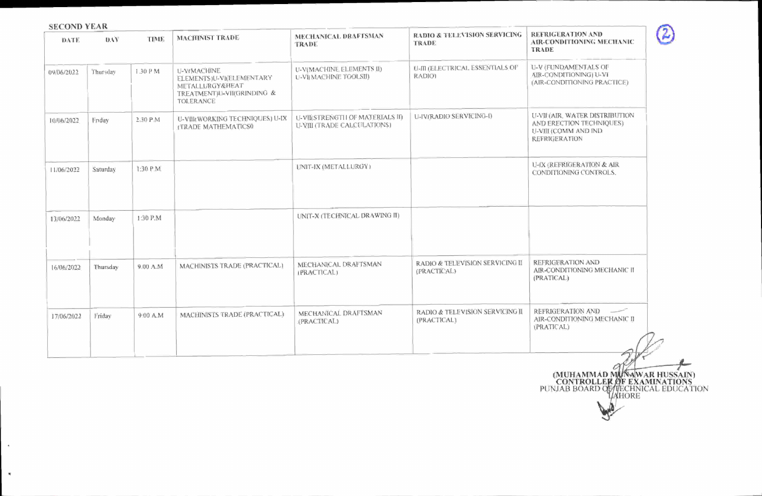**SECOND YEAR**

| DATE | DAY | TIME | MACHINIST TRADE | MECHANICAL DRAFTSMAN TRADE | RADIO & TELEVISION SERVICING TRADE | REFRIGERATION AND AIR-CONDITIONING MECHANIC TRADE |
|---|---|---|---|---|---|---|
| 09/06/2022 | Thursday | 1.30 P M | U-V(MACHINE ELEMENTS)U-VI(ELEMENTARY METALLURGY&HEAT TREATMENT)U-VII(GRINDING & TOLERANCE | U-V(MACHINE ELEMENTS II) U-VI(MACHINE TOOLSII) | U-III (ELECTRICAL ESSENTIALS OF RADIO) | U-V (FUNDAMENTALS OF AIR-CONDITIONING) U-VI (AIR-CONDITIONING PRACTICE) |
| 10/06/2022 | Friday | 2.30 P.M | U-VIII(WORKING TECHNIQUES) U-IX (TRADE MATHEMATICS0 | U-VII(STRENGTH OF MATERIALS II) U-VIII (TRADE CALCULATIONS) | U-IV(RADIO SERVICING-I) | U-VII (AIR, WATER DISTRIBUTION AND ERECTION TECHNIQUES) U-VIII (COMM AND IND REFRIGERATION |
| 11/06/2022 | Saturday | 1:30 P.M | | UNIT-IX (METALLURGY) | | U-IX (REFRIGERATION & AIR CONDITIONING CONTROLS. |
| 13/06/2022 | Monday | 1:30 P.M | | UNIT-X (TECHNICAL DRAWING II) | | |
| 16/06/2022 | Thursday | 9.00 A.M | MACHINISTS TRADE (PRACTICAL) | MECHANICAL DRAFTSMAN (PRACTICAL) | RADIO & TELEVISION SERVICING II (PRACTICAL) | REFRIGERATION AND AIR-CONDITIONING MECHANIC II (PRATICAL) |
| 17/06/2022 | Friday | 9:00 A.M | MACHINISTS TRADE (PRACTICAL) | MECHANICAL DRAFTSMAN (PRACTICAL) | RADIO & TELEVISION SERVICING II (PRACTICAL) | REFRIGERATION AND AIR-CONDITIONING MECHANIC II (PRATICAL) |

**(MUHAMMAD MUNAWAR HUSSAIN)**
**CONTROLLER OF EXAMINATIONS**
PUNJAB BOARD OF TECHNICAL EDUCATION
LAHORE